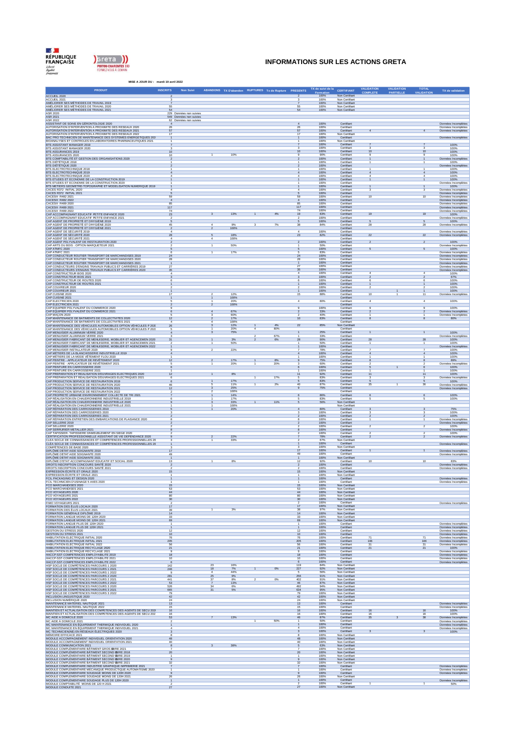RÉPUBLIQUE FRANÇAISE
*Liberté Égalité Fraternité*

greta POITOU-CHARENTES
FORMEZ-VOUS À DEMAIN

# INFORMATIONS SUR LES ACTIONS GRETA

**MISE A JOUR DU : mardi 19 avril 2022**

| PRODUIT | INSCRITS | Non Suivi | ABANDONS | TX D'abandon | RUPTURES | Tx de Rupture | PRESENTS | TX de suivi de la Formation | CERTIFIANT | VALIDATION COMPLETE | VALIDATION PARTIELLE | TOTAL VALIDATION | TX de validation |
|---|---|---|---|---|---|---|---|---|---|---|---|---|---|
| ACCUEIL 2020 | 2 | | | | | | 2 | 100% | Non Certifiant | | | | |
| ACCUEIL 2021 | 3 | | | | | | 3 | 100% | Non Certifiant | | | | |
| AMELIORER SES METHODES DE TRAVAIL 2019 | 7 | | | | | | 7 | 100% | Non Certifiant | | | | |
| AMELIORER SES METHODES DE TRAVAIL 2020 | 55 | | | | | | 55 | 100% | Non Certifiant | | | | |
| AMELIORER SES METHODES DE TRAVAIL 2021 | 54 | | | | | | 54 | 100% | Non Certifiant | | | | |
| ASR 2020 | 229 | Données non suivies | | | | | | | | | | | |
| ASR 2021 | 549 | Données non suivies | | | | | | | | | | | |
| ASR 2022 | 62 | Données non suivies | | | | | | | | | | | |
| ASSISTANT DE SOINS EN GÉRONTOLOGIE 2020 | 4 | | | | | | 4 | 100% | Certifiant | | | | Données Incomplètes |
| AUTORISATION D'INTERVENTION A PROXIMITE DES RESEAUX 2020 | 26 | | | | | | 26 | 100% | Certifiant | | | | Données Incomplètes |
| AUTORISATION D'INTERVENTION A PROXIMITE DES RESEAUX 2021 | 57 | | | | | | 57 | 100% | Certifiant | 4 | | 4 | Données Incomplètes |
| AUTORISATION D'INTERVENTION A PROXIMITE DES RESEAUX 2022 | 17 | | | | | | 17 | 100% | Non Certifiant | | | | |
| BAC PRO TECHNICIEN DE MAINTENANCE DES SYSTEMES ENERGETIQUES 2021 | 1 | | | | | | 1 | 100% | Certifiant | | | | Données Incomplètes |
| BIOANALYSES ET CONTROLES EN LABORATOIRES PHARMACEUTIQUES 2021 | 1 | | | | | | 1 | 100% | Non Certifiant | | | | |
| BTS ASSISTANT MANAGER 2019 | 7 | | | | | | 7 | 100% | Certifiant | 7 | | 7 | 100% |
| BTS ASSISTANT MANAGER 2020 | 3 | | | | | | 3 | 100% | Certifiant | 3 | | 3 | 100% |
| BTS ASSURANCES 2019 | 10 | | | | | | 10 | 100% | Certifiant | 10 | | 10 | 100% |
| BTS ASSURANCES 2020 | 10 | | 1 | 10% | | | 9 | 90% | Certifiant | 9 | | 9 | 100% |
| BTS COMPTABILITE ET GESTION DES ORGANISATIONS 2020 | 2 | | | | | | 2 | 100% | Certifiant | 1 | | 1 | Données Incomplètes |
| BTS DIETETIQUE 2018 | 1 | | | | | | 1 | 100% | Certifiant | 1 | | 1 | 100% |
| BTS DIETETIQUE 2020 | 2 | | | | | | 2 | 100% | Certifiant | | | | Données Incomplètes |
| BTS ELECTROTECHNIQUE 2018 | 1 | | | | | | 1 | 100% | Certifiant | 1 | | 1 | 100% |
| BTS ELECTROTECHNIQUE 2019 | 4 | | | | | | 4 | 100% | Certifiant | 4 | | 4 | 100% |
| BTS ELECTROTECHNIQUE 2020 | 4 | | | | | | 4 | 100% | Certifiant | 4 | | 4 | 100% |
| BTS ETUDES ET ECONOMIE DE LA CONSTRUCTION 2019 | 1 | | | | | | 1 | 100% | Certifiant | 1 | | 1 | 100% |
| BTS ETUDES ET ECONOMIE DE LA CONSTRUCTION 2020 | 1 | | | | | | 1 | 100% | Certifiant | | | | Données Incomplètes |
| BTS METIERS GEOMETRE-TOPOGRAPHE ET MODELISATION NUMERIQUE 2019 | 1 | | | | | | 1 | 100% | Certifiant | 1 | | 1 | 100% |
| CACES R372 INITIAL 2020 | 4 | | | | | | 4 | 100% | Certifiant | 3 | | 3 | Données Incomplètes |
| CACES R372 INITIAL 2021 | 5 | | | | | | 5 | 100% | Certifiant | | | | Données Incomplètes |
| CACES® R482 2021 | 59 | | | | | | 59 | 100% | Certifiant | 10 | | 10 | Données Incomplètes |
| CACES® R482 2022 | 4 | | | | | | 4 | 100% | Certifiant | | | | Données Incomplètes |
| CACES® R489 2020 | 85 | | | | | | 85 | 100% | Certifiant | | | | Données Incomplètes |
| CACES® R489 2021 | 117 | | | | | | 117 | 100% | Certifiant | | | | Données Incomplètes |
| CACES® R489 2022 | 74 | | | | | | 74 | 100% | Certifiant | | | | Données Incomplètes |
| CAP ACCOMPAGNANT EDUCATIF PETITE ENFANCE 2020 | 23 | | 3 | 13% | 1 | 4% | 19 | 83% | Certifiant | 19 | | 19 | 100% |
| CAP ACCOMPAGNANT EDUCATIF PETITE ENFANCE 2021 | 2 | | | | | | 2 | 100% | Certifiant | | | | Données Incomplètes |
| CAP AGENT DE PROPRETE ET D'HYGIENE 2019 | 5 | | | | | | 5 | 100% | Certifiant | 5 | | 5 | 100% |
| CAP AGENT DE PROPRETE ET D'HYGIENE 2020 | 45 | | 4 | 9% | 3 | 7% | 38 | 84% | Certifiant | 28 | | 28 | Données Incomplètes |
| CAP AGENT DE PROPRETE ET D'HYGIENE 2021 | 2 | | 2 | 100% | | | | | Certifiant | | | | |
| CAP AGENT DE SECURITE 2019 | 4 | | | | | | 4 | 100% | Certifiant | | | | Données Incomplètes |
| CAP AGENT DE SECURITE 2020 | 28 | | 5 | 18% | | | 23 | 82% | Certifiant | 22 | | 22 | Données Incomplètes |
| CAP AGENT DE SECURITE 2021 | 4 | | 4 | 100% | | | | | Certifiant | | | | |
| CAP AGENT POLYVALENT DE RESTAURATION 2020 | 2 | | | | | | 2 | 100% | Certifiant | 2 | | 2 | 100% |
| CAP ARTS DU BOIS : OPTION MARQUETEUR 2021 | 2 | | 1 | 50% | | | 1 | 50% | Certifiant | | | | Données Incomplètes |
| CAP ATMFC 2020 | 5 | | | | | | 5 | 100% | Certifiant | 5 | | 5 | 100% |
| CAP ATMFC 2021 | 6 | | 1 | 17% | | | 5 | 83% | Certifiant | | | | Données Incomplètes |
| CAP CONDUCTEUR ROUTIER TRANSPORT DE MARCHANDISES 2019 | 24 | | | | | | 24 | 100% | Certifiant | | | | Données Incomplètes |
| CAP CONDUCTEUR ROUTIER TRANSPORT DE MARCHANDISES 2020 | 28 | | | | | | 28 | 100% | Certifiant | | | | Données Incomplètes |
| CAP CONDUCTEUR ROUTIER TRANSPORT DE MARCHANDISES 2021 | 1 | | | | | | 1 | 100% | Certifiant | | | | Données Incomplètes |
| CAP CONDUCTEURS D'ENGINS TRAVAUX PUBLICS ET CARRIERES 2019 | 27 | | | | | | 27 | 100% | Certifiant | | | | Données Incomplètes |
| CAP CONDUCTEURS D'ENGINS TRAVAUX PUBLICS ET CARRIERES 2020 | 35 | | | | | | 35 | 100% | Certifiant | | | | Données Incomplètes |
| CAP CONSTRUCTEUR BOIS 2020 | 4 | | | | | | 4 | 100% | Certifiant | 4 | | 4 | 100% |
| CAP CONSTRUCTEUR DE ROUTES 2019 | 3 | | | | | | 3 | 100% | Certifiant | 2 | | 2 | 67% |
| CAP CONSTRUCTEUR DE ROUTES 2020 | 6 | | | | | | 6 | 100% | Certifiant | 6 | | 6 | 100% |
| CAP CONSTRUCTEUR DE ROUTES 2021 | 1 | | | | | | 1 | 100% | Certifiant | 1 | | 1 | 100% |
| CAP COUVREUR 2020 | 2 | | | | | | 2 | 100% | Certifiant | 2 | | 2 | 100% |
| CAP COUVREUR 2021 | 1 | | | | | | 1 | 100% | Certifiant | | 1 | 1 | 100% |
| CAP CUISINE 2020 | 17 | | 2 | 12% | | | 15 | 88% | Certifiant | 10 | 1 | 11 | Données Incomplètes |
| CAP CUISINE 2021 | 1 | | 1 | 100% | | | | | Certifiant | | | | |
| CAP ELECTRICIEN 2020 | 5 | | 1 | 20% | | | 4 | 80% | Certifiant | 4 | | 4 | 100% |
| CAP ELECTRICIEN 2021 | 2 | | 2 | 100% | | | | | Certifiant | | | | |
| CAP EQUIPIER POLYVALENT DU COMMERCE 2020 | 9 | | | | | | 9 | 100% | Certifiant | 9 | | 9 | 100% |
| CAP EQUIPIER POLYVALENT DU COMMERCE 2021 | 6 | | 4 | 67% | | | 2 | 33% | Certifiant | 2 | | 2 | Données Incomplètes |
| CAP MAÇON 2020 | 5 | | 3 | 60% | | | 2 | 40% | Certifiant | 1 | | 1 | Données Incomplètes |
| CAP MAINTENANCE DE BATIMENTS DE COLLECTIVITES 2020 | 12 | | 2 | 17% | | | 10 | 83% | Certifiant | 8 | | 8 | 80% |
| CAP MAINTENANCE DE BATIMENTS DE COLLECTIVITES 2021 | 4 | | 4 | 100% | | | | | Certifiant | | | | |
| CAP MAINTENANCE DES VEHICULES AUTOMOBILES OPTION VEHICULES P 2020 | 26 | | 3 | 12% | 1 | 4% | 22 | 85% | Non Certifiant | | | | |
| CAP MAINTENANCE DES VEHICULES AUTOMOBILES OPTION VEHICULES P 2021 | 5 | | 1 | 20% | 4 | 80% | | | | | | | |
| CAP MENUISIER ALUMINIUM VERRE 2020 | 4 | | 3 | 75% | | | 1 | 25% | Certifiant | 1 | | 1 | 100% |
| CAP MENUISIER ALUMINIUM VERRE 2021 | 3 | | | | 2 | 67% | 1 | 33% | Certifiant | | | | Données Incomplètes |
| CAP MENUISIER FABRICANT DE MENUISERIE, MOBILIER ET AGENCEMENT 2020 | 31 | | 1 | 3% | 2 | 6% | 28 | 90% | Certifiant | 28 | | 28 | 100% |
| CAP MENUISIER FABRICANT DE MENUISERIE, MOBILIER ET AGENCEMENT 2021 | 2 | | 1 | 50% | | | 1 | 50% | Certifiant | 1 | | 1 | 100% |
| CAP MENUISIER FABRICANT DE MENUISERIE, MOBILIER ET AGENCEMENT 2022 | 1 | | | | | | 1 | 100% | Certifiant | | | | Données Incomplètes |
| CAP MENUISIER INSTALLATEUR 2020 | 9 | | 2 | 22% | | | 7 | 78% | Certifiant | 7 | | 7 | 100% |
| CAP METIERS DE LA BLANCHISSERIE INDUSTRIELLE 2019 | 4 | | | | | | 4 | 100% | Certifiant | 4 | | 4 | 100% |
| CAP METIERS DE LA MODE VETEMENT FLOU 2020 | 1 | | | | | | 1 | 100% | Certifiant | 1 | | 1 | 100% |
| CAP PEINTRE - APPLICATEUR DE REVETEMENT 2020 | 12 | | 2 | 17% | 1 | 8% | 9 | 75% | Certifiant | 8 | | 8 | 89% |
| CAP PEINTRE - APPLICATEUR DE REVETEMENT 2021 | 5 | | 1 | 20% | 1 | 20% | 3 | 60% | Certifiant | 2 | | 2 | Données Incomplètes |
| CAP PEINTURE EN CARROSSERIE 2020 | 6 | | | | | | 6 | 100% | Certifiant | 5 | 1 | 6 | 100% |
| CAP PEINTURE EN CARROSSERIE 2021 | 1 | | | | | | 1 | 100% | Certifiant | 1 | | 1 | 100% |
| CAP PREPARATION ET REALISATION D'OUVRAGES ELECTRIQUES 2020 | 12 | | 1 | 8% | | | 11 | 92% | Certifiant | 11 | | 11 | 100% |
| CAP PREPARATION ET REALISATION D'OUVRAGES ELECTRIQUES 2021 | 6 | | | | 1 | 17% | 5 | 83% | Certifiant | 3 | | 3 | Données Incomplètes |
| CAP PRODUCTION SERVICE DE RESTAURATION 2019 | 6 | | 1 | 17% | | | 5 | 83% | Certifiant | 5 | | 5 | 100% |
| CAP PRODUCTION SERVICE DE RESTAURATION 2020 | 46 | | 5 | 11% | 1 | 2% | 40 | 87% | Certifiant | 35 | 1 | 36 | Données Incomplètes |
| CAP PRODUCTION SERVICE DE RESTAURATION 2021 | 12 | | 3 | 25% | | | 9 | 75% | Certifiant | | | | Données Incomplètes |
| CAP PRODUCTION SERVICE DE RESTAURATION 2022 | 2 | | 2 | 100% | | | | | Certifiant | | | | |
| CAP PROPRETE URBAINE ENVIRONNEMENT COLLECTE DE TRI 2021 | 7 | | 1 | 14% | | | 6 | 86% | Certifiant | 6 | | 6 | 100% |
| CAP REALISATION EN CHAUDRONNERIE INDUSTRIELLE 2019 | 6 | | 1 | 17% | | | 5 | 83% | Certifiant | 5 | | 5 | 100% |
| CAP REALISATION EN CHAUDRONNERIE INDUSTRIELLE 2020 | 9 | | 3 | 33% | 1 | 11% | 5 | 56% | Non Certifiant | | | | |
| CAP REALISATION EN CHAUDRONNERIE INDUSTRIELLE 2021 | 1 | | 1 | 100% | | | | | Non Certifiant | | | | |
| CAP REPARATION DES CARROSSERIES 2019 | 5 | | 1 | 20% | | | 4 | 80% | Certifiant | 3 | | 3 | 75% |
| CAP REPARATION DES CARROSSERIES 2020 | 3 | | | | | | 3 | 100% | Certifiant | 3 | | 3 | 100% |
| CAP REPARATION DES CARROSSERIES 2021 | 2 | | | | | | 2 | 100% | Certifiant | 2 | | 2 | 100% |
| CAP REPARATION ENTRETIEN DES EMBARCATIONS DE PLAISANCE 2020 | 8 | | | | | | 8 | 100% | Certifiant | 1 | | 1 | Données Incomplètes |
| CAP SELLERIE 2019 | 2 | | | | | | 2 | 100% | Certifiant | | | | Données Incomplètes |
| CAP SELLERIE 2020 | 2 | | | | | | 2 | 100% | Certifiant | 2 | | 2 | 100% |
| CAP SERRURIER METALLIER 2021 | 8 | | | | | | 8 | 100% | Certifiant | | | | Données Incomplètes |
| CAP TAPISSIER- TAPISSIERE D'AMEUBLEMENT EN SIEGE 2020 | 2 | | | | | | 2 | 100% | Certifiant | 2 | | 2 | 100% |
| CERTIFICATION PROFESSIONNELLE ASSISTANTE DE VIE DEPENDANCE 2020 | 9 | | 2 | 22% | | | 7 | 78% | Certifiant | 2 | | 2 | Données Incomplètes |
| CLEA SOCLE DE CONNAISSANCES ET COMPETENCES PROFESSIONNELLES 2020 | 3 | | 1 | 33% | | | 2 | 67% | Non Certifiant | | | | |
| CLEA SOCLE DE CONNAISSANCES ET COMPETENCES PROFESSIONNELLES 2021 | 1 | | | | | | 1 | 100% | Certifiant | | | | Données Incomplètes |
| COMPETENCES DE BASE 2020 | 3 | | | | | | 3 | 100% | Non Certifiant | | | | |
| DIPLOME DETAT AIDE SOIGNANTE 2019 | 17 | | | | | | 17 | 100% | Certifiant | 1 | | 1 | Données Incomplètes |
| DIPLOME DETAT AIDE SOIGNANTE 2020 | 49 | | | | | | 49 | 100% | Certifiant | | | | Données Incomplètes |
| DIPLOME DETAT AIDE SOIGNANTE 2021 | 1 | | | | | | 1 | 100% | Non Certifiant | | | | |
| DIPLOME D'ETAT ACCOMPAGNANT EDUCATIF ET SOCIAL 2020 | 13 | | 1 | 8% | | | 12 | 92% | Certifiant | 10 | | 10 | 83% |
| DROITS INSCRIPTION CONCOURS SANTE 2020 | 2 | | | | | | 2 | 100% | Certifiant | | | | Données Incomplètes |
| DROITS INSCRIPTION CONCOURS SANTE 2021 | 2 | | | | | | 2 | 100% | Certifiant | | | | Données Incomplètes |
| EXPRESSION ECRITE ET ORALE 2020 | 15 | | | | | | 15 | 100% | Non Certifiant | | | | |
| EXPRESSION ECRITE ET ORALE 2021 | 1 | | | | | | 1 | 100% | Non Certifiant | | | | |
| FCIL PACKAGING ET DESIGN 2020 | 1 | | | | | | 1 | 100% | Certifiant | | | | Données Incomplètes |
| FCIL TECHNICIEN D'USINAGE 5 AXES 2020 | 1 | | | | | | 1 | 100% | Certifiant | | | | Données Incomplètes |
| FCO MARCHANDISES 2020 | 15 | | | | | | 15 | 100% | Non Certifiant | | | | |
| FCO MARCHANDISES 2021 | 53 | | | | | | 53 | 100% | Non Certifiant | | | | |
| FCO VOYAGEURS 2020 | 44 | | | | | | 44 | 100% | Non Certifiant | | | | |
| FCO VOYAGEURS 2021 | 80 | | | | | | 80 | 100% | Non Certifiant | | | | |
| FCO VOYAGEURS 2022 | 30 | | | | | | 30 | 100% | Non Certifiant | | | | |
| FIMO VOYAGEURS 2021 | 2 | | | | | | 2 | 100% | Certifiant | | | | Données Incomplètes |
| FORMATION DES ELUS LOCAUX 2020 | 17 | | | | | | 17 | 100% | Non Certifiant | | | | |
| FORMATION DES ÉLUS LOCAUX 2021 | 39 | | 1 | 3% | | | 38 | 97% | Non Certifiant | | | | |
| FORMATION GÉNÉRALE DIPLÔME 2019 | 14 | | | | | | 14 | 100% | Non Certifiant | | | | |
| FORMATION LANGUE MOINS DE 120H 2020 | 33 | | | | | | 33 | 100% | Non Certifiant | | | | |
| FORMATION LANGUE MOINS DE 120H 2021 | 69 | | | | | | 69 | 100% | Non Certifiant | | | | |
| FORMATION LANGUE PLUS DE 120H 2020 | 1 | | | | | | 1 | 100% | Certifiant | | | | Données Incomplètes |
| FORMATION LANGUE PLUS DE 120H 2021 | 1 | | | | | | 1 | 100% | Certifiant | | | | Données Incomplètes |
| GESTION DU STRESS 2020 | 12 | | | | | | 12 | 100% | Certifiant | | | | Données Incomplètes |
| GESTION DU STRESS 2021 | 10 | | | | | | 10 | 100% | Certifiant | | | | Données Incomplètes |
| HABILITATION ELECTRIQUE INITIAL 2020 | 76 | | | | | | 76 | 100% | Certifiant | 71 | | 71 | Données Incomplètes |
| HABILITATION ELECTRIQUE INITIAL 2021 | 205 | | | | | | 205 | 100% | Certifiant | 166 | | 166 | Données Incomplètes |
| HABILITATION ELECTRIQUE INITIAL 2022 | 56 | | | | | | 56 | 100% | Certifiant | 31 | | 31 | Données Incomplètes |
| HABILITATION ELECTRIQUE RECYCLAGE 2020 | 21 | | | | | | 21 | 100% | Certifiant | 21 | | 21 | 100% |
| HABILITATION ELECTRIQUE RECYCLAGE 2021 | 9 | | | | | | 9 | 100% | Certifiant | | | | Données Incomplètes |
| HACCP-SST-COMPETENCES EMPLOYABILITE 2019 | 18 | | | | | | 18 | 100% | Certifiant | | | | Données Incomplètes |
| HACCP-SST-COMPETENCES EMPLOYABILITE 2021 | 10 | | | | | | 10 | 100% | Certifiant | | | | Données Incomplètes |
| HACCP-SST-COMPETENCES EMPLOYABILITE 2022 | 6 | | | | | | 6 | 100% | Certifiant | | | | Données Incomplètes |
| HSP SOCLE DE COMPETENCES PARCOURS 1 2020 | 142 | | 23 | 16% | | | 119 | 84% | Non Certifiant | | | | |
| HSP SOCLE DE COMPETENCES PARCOURS 1 2021 | 246 | | 18 | 7% | 1 | 0% | 227 | 92% | Non Certifiant | | | | |
| HSP SOCLE DE COMPETENCES PARCOURS 1 2022 | 9 | | 4 | 44% | | | 5 | 56% | Non Certifiant | | | | |
| HSP SOCLE DE COMPETENCES PARCOURS 2 2020 | 281 | | 25 | 9% | | | 256 | 91% | Non Certifiant | | | | |
| HSP SOCLE DE COMPETENCES PARCOURS 2 2021 | 441 | | 37 | 8% | 2 | 0% | 402 | 91% | Non Certifiant | | | | |
| HSP SOCLE DE COMPETENCES PARCOURS 2 2022 | 53 | | 7 | 13% | | | 46 | 87% | Non Certifiant | | | | |
| HSP SOCLE DE COMPETENCES PARCOURS 3 2020 | 526 | | 34 | 6% | | | 492 | 94% | Non Certifiant | | | | |
| HSP SOCLE DE COMPETENCES PARCOURS 3 2021 | 665 | | 31 | 5% | | | 634 | 95% | Non Certifiant | | | | |
| HSP SOCLE DE COMPETENCES PARCOURS 3 2022 | 79 | | | | | | 79 | 100% | Non Certifiant | | | | |
| INCLUSION LINGUISTIQUE 2020 | 42 | | | | | | 42 | 100% | Non Certifiant | | | | |
| INCLUSION NUMERIQUE 2020 | 24 | | | | | | 24 | 100% | Non Certifiant | | | | |
| MAINTENANCE MATERIEL NAUTIQUE 2021 | 13 | | | | | | 13 | 100% | Certifiant | | | | Données Incomplètes |
| MAINTENANCE MATERIEL NAUTIQUE 2022 | 15 | | | | | | 15 | 100% | Certifiant | | | | Données Incomplètes |
| MAINTIEN ET ACTUALISATION DES COMPETENCES DES AGENTS DE SECU 2020 | 16 | | | | | | 16 | 100% | Certifiant | 16 | | 16 | 100% |
| MAINTIEN ET ACTUALISATION DES COMPETENCES DES AGENTS DE SECU 2021 | 16 | | | | | | 16 | 100% | Certifiant | 16 | | 16 | 100% |
| MC AIDE A DOMICILE 2020 | 53 | | 7 | 13% | | | 46 | 87% | Certifiant | 35 | 3 | 38 | Données Incomplètes |
| MC AIDE A DOMICILE 2021 | 2 | | | | 1 | 50% | 1 | 50% | Certifiant | | | | Données Incomplètes |
| MC MAINTENANCE EN EQUIPEMENT THERMIQUE INDIVIDUEL 2020 | 1 | | | | | | 1 | 100% | Certifiant | | | | Données Incomplètes |
| MC MAINTENANCE EN EQUIPEMENT THERMIQUE INDIVIDUEL 2021 | 4 | | | | | | 4 | 100% | Certifiant | | | | Données Incomplètes |
| MC TECHNICIEN(NE) EN RESEAUX ELECTRIQUES 2020 | 3 | | | | | | 3 | 100% | Certifiant | 3 | | 3 | 100% |
| MEMOIRE EFFICACE 2021 | 8 | | | | | | 8 | 100% | Non Certifiant | | | | |
| MODULE ACCOMPAGNEMENT INDIVIDUEL ORIENTATION 2020 | 48 | | | | | | 48 | 100% | Non Certifiant | | | | |
| MODULE ACCOMPAGNEMENT INDIVIDUEL ORIENTATION 2021 | 40 | | | | | | 40 | 100% | Non Certifiant | | | | |
| MODULE COMMUNICATION 2021 | 8 | | 3 | 38% | | | 5 | 63% | Non Certifiant | | | | |
| MODULE COMPLEMENTAIRE BATIMENT GROS ŒUVRE 2021 | 7 | | | | | | 7 | 100% | Non Certifiant | | | | |
| MODULE COMPLEMENTAIRE BATIMENT SECOND ŒUVRE 2018 | 20 | | | | | | 20 | 100% | Non Certifiant | | | | |
| MODULE COMPLEMENTAIRE BATIMENT SECOND ŒUVRE 2019 | 1 | | | | | | 1 | 100% | Non Certifiant | | | | |
| MODULE COMPLEMENTAIRE BATIMENT SECOND ŒUVRE 2020 | 9 | | | | | | 9 | 100% | Non Certifiant | | | | |
| MODULE COMPLEMENTAIRE BATIMENT SECOND ŒUVRE 2021 | 32 | | | | | | 32 | 100% | Non Certifiant | | | | |
| MODULE COMPLEMENTAIRE INDUSTRIE GRAPHIQUE IMPRIMERIE 2021 | 7 | | | | | | 7 | 100% | Certifiant | | | | Données Incomplètes |
| MODULE COMPLEMENTAIRE MECANIQUE PRODUCTIQUE AUTOMATISME 2020 | 1 | | | | | | 1 | 100% | Certifiant | | | | Données Incomplètes |
| MODULE COMPLEMENTAIRE SOUDAGE MOINS DE 120H 2020 | 9 | | | | | | 9 | 100% | Certifiant | | | | Données Incomplètes |
| MODULE COMPLEMENTAIRE SOUDAGE MOINS DE 120H 2021 | 26 | | | | | | 26 | 100% | Non Certifiant | | | | |
| MODULE COMPLEMENTAIRE SOUDAGE PLUS DE 120H 2020 | 1 | | | | | | 1 | 100% | Certifiant | | | | Données Incomplètes |
| MODULE COMPTABILITE MOINS DE 120 H 2021 | 2 | | | | | | 2 | 100% | Certifiant | 1 | | 1 | 50% |
| MODULE CONDUITE 2021 | 27 | | | | | | 27 | 100% | Non Certifiant | | | | |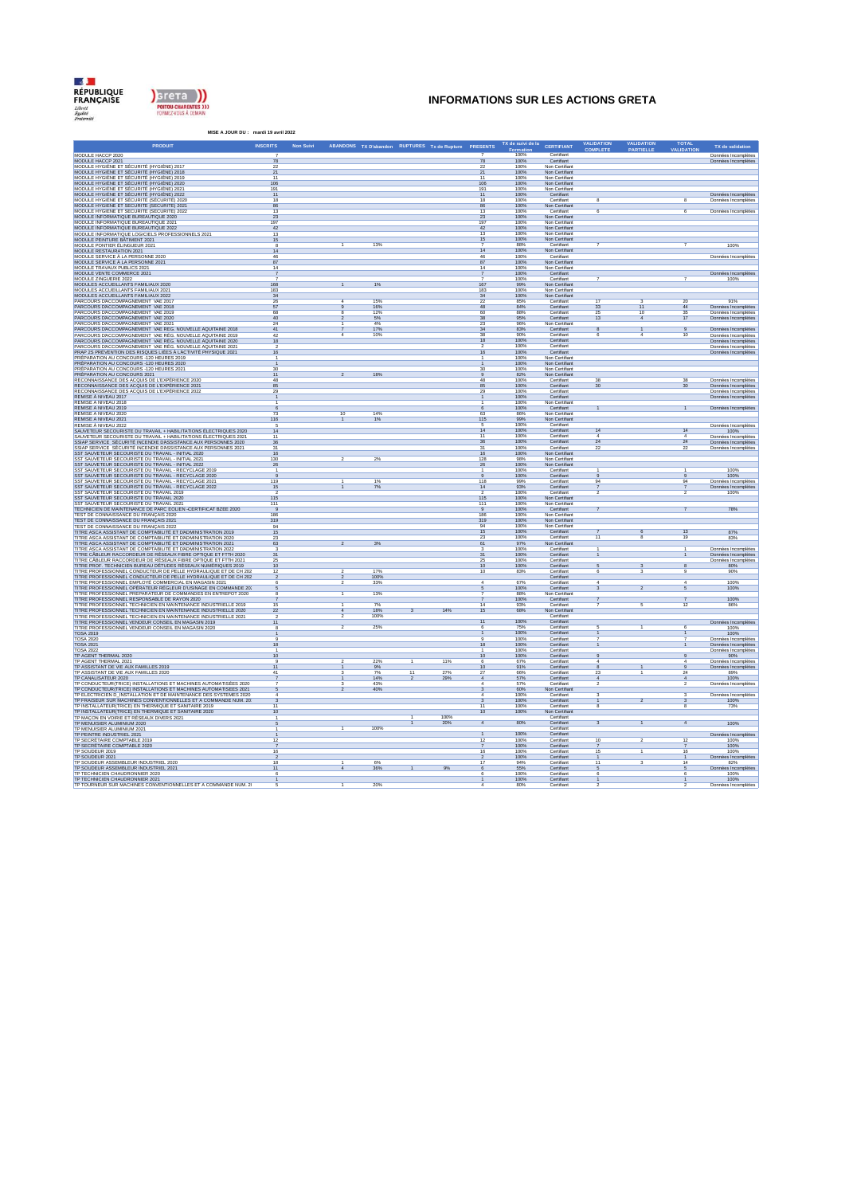RÉPUBLIQUE FRANÇAISE
Liberté
Égalité
Fraternité

GRETA POITOU-CHARENTES
FORMEZ-VOUS À DEMAIN

# INFORMATIONS SUR LES ACTIONS GRETA

**MISE A JOUR DU : mardi 19 avril 2022**

| PRODUIT | INSCRITS | Non Suivi | ABANDONS | TX D'abandon | RUPTURES | Tx de Rupture | PRESENTS | TX de suivi de la Formation | CERTIFIANT | VALIDATION COMPLETE | VALIDATION PARTIELLE | TOTAL VALIDATION | TX de validation |
|---|---|---|---|---|---|---|---|---|---|---|---|---|---|
| MODULE HACCP 2020 | 7 | | | | | | 7 | 100% | Certifiant | | | | Données Incomplètes |
| MODULE HACCP 2021 | 78 | | | | | | 78 | 100% | Certifiant | | | | Données Incomplètes |
| MODULE HYGIÈNE ET SÉCURITÉ (HYGIÈNE) 2017 | 22 | | | | | | 22 | 100% | Non Certifiant | | | | |
| MODULE HYGIÈNE ET SÉCURITÉ (HYGIÈNE) 2018 | 21 | | | | | | 21 | 100% | Non Certifiant | | | | |
| MODULE HYGIÈNE ET SÉCURITÉ (HYGIÈNE) 2019 | 11 | | | | | | 11 | 100% | Non Certifiant | | | | |
| MODULE HYGIÈNE ET SÉCURITÉ (HYGIÈNE) 2020 | 106 | | | | | | 106 | 100% | Non Certifiant | | | | |
| MODULE HYGIÈNE ET SÉCURITÉ (HYGIÈNE) 2021 | 191 | | | | | | 191 | 100% | Non Certifiant | | | | |
| MODULE HYGIÈNE ET SÉCURITÉ (HYGIÈNE) 2022 | 11 | | | | | | 11 | 100% | Certifiant | | | | Données Incomplètes |
| MODULE HYGIÈNE ET SÉCURITÉ (SÉCURITÉ) 2020 | 18 | | | | | | 18 | 100% | Certifiant | 8 | | 8 | Données Incomplètes |
| MODULE HYGIÈNE ET SÉCURITÉ (SÉCURITÉ) 2021 | 86 | | | | | | 86 | 100% | Non Certifiant | | | | |
| MODULE HYGIÈNE ET SÉCURITÉ (SÉCURITÉ) 2022 | 13 | | | | | | 13 | 100% | Certifiant | 6 | | 6 | Données Incomplètes |
| MODULE INFORMATIQUE BUREAUTIQUE 2020 | 23 | | | | | | 23 | 100% | Non Certifiant | | | | |
| MODULE INFORMATIQUE BUREAUTIQUE 2021 | 197 | | | | | | 197 | 100% | Non Certifiant | | | | |
| MODULE INFORMATIQUE BUREAUTIQUE 2022 | 42 | | | | | | 42 | 100% | Non Certifiant | | | | |
| MODULE INFORMATIQUE LOGICIELS PROFESSIONNELS 2021 | 13 | | | | | | 13 | 100% | Non Certifiant | | | | |
| MODULE PEINTURE BÂTIMENT 2021 | 15 | | | | | | 15 | 100% | Non Certifiant | | | | |
| MODULE PONTIER ÉLINGUEUR 2021 | 8 | | 1 | 13% | | | 7 | 88% | Certifiant | 7 | | 7 | 100% |
| MODULE RESTAURATION 2021 | 14 | | | | | | 14 | 100% | Non Certifiant | | | | |
| MODULE SERVICE À LA PERSONNE 2020 | 46 | | | | | | 46 | 100% | Certifiant | | | | Données Incomplètes |
| MODULE SERVICE À LA PERSONNE 2021 | 87 | | | | | | 87 | 100% | Non Certifiant | | | | |
| MODULE TRAVAUX PUBLICS 2021 | 14 | | | | | | 14 | 100% | Non Certifiant | | | | |
| MODULE VENTE COMMERCE 2021 | 7 | | | | | | 7 | 100% | Certifiant | | | | Données Incomplètes |
| MODULE ZINGUERIE 2022 | 7 | | | | | | 7 | 100% | Certifiant | 7 | | 7 | 100% |
| MODULES ACCUEILLANTS FAMILIAUX 2020 | 168 | | 1 | 1% | | | 167 | 99% | Non Certifiant | | | | |
| MODULES ACCUEILLANTS FAMILIAUX 2021 | 183 | | | | | | 183 | 100% | Non Certifiant | | | | |
| MODULES ACCUEILLANTS FAMILIAUX 2022 | 34 | | | | | | 34 | 100% | Non Certifiant | | | | |
| PARCOURS DACCOMPAGNEMENT VAE 2017 | 26 | | 4 | 15% | | | 22 | 85% | Certifiant | 17 | 3 | 20 | 91% |
| PARCOURS DACCOMPAGNEMENT VAE 2018 | 57 | | 9 | 16% | | | 48 | 84% | Certifiant | 33 | 11 | 44 | Données Incomplètes |
| PARCOURS DACCOMPAGNEMENT VAE 2019 | 68 | | 8 | 12% | | | 60 | 88% | Certifiant | 25 | 10 | 35 | Données Incomplètes |
| PARCOURS DACCOMPAGNEMENT VAE 2020 | 40 | | 2 | 5% | | | 38 | 95% | Certifiant | 13 | 4 | 17 | Données Incomplètes |
| PARCOURS DACCOMPAGNEMENT VAE 2021 | 24 | | 1 | 4% | | | 23 | 96% | Non Certifiant | | | | |
| PARCOURS DACCOMPAGNEMENT VAE REG. NOUVELLE AQUITAINE 2018 | 41 | | 7 | 17% | | | 34 | 83% | Certifiant | 8 | 1 | 9 | Données Incomplètes |
| PARCOURS DACCOMPAGNEMENT VAE REG. NOUVELLE AQUITAINE 2019 | 42 | | 4 | 10% | | | 38 | 90% | Certifiant | 6 | 4 | 10 | Données Incomplètes |
| PARCOURS DACCOMPAGNEMENT VAE REG. NOUVELLE AQUITAINE 2020 | 18 | | | | | | 18 | 100% | Certifiant | | | | Données Incomplètes |
| PARCOURS DACCOMPAGNEMENT VAE REG. NOUVELLE AQUITAINE 2021 | 2 | | | | | | 2 | 100% | Certifiant | | | | Données Incomplètes |
| PRAP 2S PREVENTION DES RISQUES LIÉES À L'ACTIVITÉ PHYSIQUE 2021 | 16 | | | | | | 16 | 100% | Certifiant | | | | Données Incomplètes |
| PRÉPARATION AU CONCOURS -120 HEURES 2019 | 1 | | | | | | 1 | 100% | Non Certifiant | | | | |
| PRÉPARATION AU CONCOURS -120 HEURES 2020 | 1 | | | | | | 1 | 100% | Non Certifiant | | | | |
| PRÉPARATION AU CONCOURS -120 HEURES 2021 | 30 | | | | | | 30 | 100% | Non Certifiant | | | | |
| PRÉPARATION AU CONCOURS 2021 | 11 | | 2 | 18% | | | 9 | 82% | Non Certifiant | | | | |
| RECONNAISSANCE DES ACQUIS DE L'EXPÉRIENCE 2020 | 48 | | | | | | 48 | 100% | Certifiant | 38 | | 38 | Données Incomplètes |
| RECONNAISSANCE DES ACQUIS DE L'EXPÉRIENCE 2021 | 85 | | | | | | 85 | 100% | Certifiant | 30 | | 30 | Données Incomplètes |
| RECONNAISSANCE DES ACQUIS DE L'EXPÉRIENCE 2022 | 29 | | | | | | 29 | 100% | Certifiant | | | | Données Incomplètes |
| REMISE À NIVEAU 2017 | 1 | | | | | | 1 | 100% | Certifiant | | | | Données Incomplètes |
| REMISE À NIVEAU 2018 | 1 | | | | | | 1 | 100% | Non Certifiant | | | | |
| REMISE À NIVEAU 2019 | 6 | | | | | | 6 | 100% | Certifiant | 1 | | 1 | Données Incomplètes |
| REMISE À NIVEAU 2020 | 73 | | 10 | 14% | | | 63 | 86% | Non Certifiant | | | | |
| REMISE À NIVEAU 2021 | 116 | | 1 | 1% | | | 115 | 99% | Non Certifiant | | | | |
| REMISE À NIVEAU 2022 | 5 | | | | | | 5 | 100% | Certifiant | | | | Données Incomplètes |
| SAUVETEUR SECOURISTE DU TRAVAIL + HABILITATIONS ÉLECTRIQUES 2020 | 14 | | | | | | 14 | 100% | Certifiant | 14 | | 14 | 100% |
| SAUVETEUR SECOURISTE DU TRAVAIL + HABILITATIONS ÉLECTRIQUES 2021 | 11 | | | | | | 11 | 100% | Certifiant | 4 | | 4 | Données Incomplètes |
| SSIAP SERVICE SÉCURITÉ INCENDIE DASSISTANCE AUX PERSONNES 2020 | 36 | | | | | | 36 | 100% | Certifiant | 24 | | 24 | Données Incomplètes |
| SSIAP SERVICE SÉCURITÉ INCENDIE DASSISTANCE AUX PERSONNES 2021 | 31 | | | | | | 31 | 100% | Certifiant | 22 | | 22 | Données Incomplètes |
| SST SAUVETEUR SECOURISTE DU TRAVAIL - INITIAL 2020 | 16 | | | | | | 16 | 100% | Non Certifiant | | | | |
| SST SAUVETEUR SECOURISTE DU TRAVAIL - INITIAL 2021 | 130 | | 2 | 2% | | | 128 | 98% | Non Certifiant | | | | |
| SST SAUVETEUR SECOURISTE DU TRAVAIL - INITIAL 2022 | 26 | | | | | | 26 | 100% | Non Certifiant | | | | |
| SST SAUVETEUR SECOURISTE DU TRAVAIL - RECYCLAGE 2019 | 1 | | | | | | 1 | 100% | Certifiant | 1 | | 1 | 100% |
| SST SAUVETEUR SECOURISTE DU TRAVAIL - RECYCLAGE 2020 | 9 | | | | | | 9 | 100% | Certifiant | 9 | | 9 | 100% |
| SST SAUVETEUR SECOURISTE DU TRAVAIL - RECYCLAGE 2021 | 119 | | 1 | 1% | | | 118 | 99% | Certifiant | 94 | | 94 | Données Incomplètes |
| SST SAUVETEUR SECOURISTE DU TRAVAIL - RECYCLAGE 2022 | 15 | | 1 | 7% | | | 14 | 93% | Certifiant | 7 | | 7 | Données Incomplètes |
| SST SAUVETEUR SECOURISTE DU TRAVAIL 2019 | 2 | | | | | | 2 | 100% | Certifiant | 2 | | 2 | 100% |
| SST SAUVETEUR SECOURISTE DU TRAVAIL 2020 | 115 | | | | | | 115 | 100% | Non Certifiant | | | | |
| SST SAUVETEUR SECOURISTE DU TRAVAIL 2021 | 111 | | | | | | 111 | 100% | Non Certifiant | | | | |
| TECHNICIEN DE MAINTENANCE DE PARC EOLIEN -CERTIFICAT BZEE 2020 | 9 | | | | | | 9 | 100% | Certifiant | 7 | | 7 | 78% |
| TEST DE CONNAISSANCE DU FRANÇAIS 2020 | 186 | | | | | | 186 | 100% | Non Certifiant | | | | |
| TEST DE CONNAISSANCE DU FRANÇAIS 2021 | 319 | | | | | | 319 | 100% | Non Certifiant | | | | |
| TEST DE CONNAISSANCE DU FRANÇAIS 2022 | 94 | | | | | | 94 | 100% | Non Certifiant | | | | |
| TITRE ASCA ASSISTANT DE COMPTABILITÉ ET DADMINISTRATION 2019 | 15 | | | | | | 15 | 100% | Certifiant | 7 | 6 | 13 | 87% |
| TITRE ASCA ASSISTANT DE COMPTABILITÉ ET DADMINISTRATION 2020 | 23 | | | | | | 23 | 100% | Certifiant | 11 | 8 | 19 | 83% |
| TITRE ASCA ASSISTANT DE COMPTABILITÉ ET DADMINISTRATION 2021 | 63 | | 2 | 3% | | | 61 | 97% | Non Certifiant | | | | |
| TITRE ASCA ASSISTANT DE COMPTABILITÉ ET DADMINISTRATION 2022 | 3 | | | | | | 3 | 100% | Certifiant | 1 | | 1 | Données Incomplètes |
| TITRE CÂBLEUR RACCORDEUR DE RÉSEAUX FIBRE OPTIQUE ET FTTH 2020 | 31 | | | | | | 31 | 100% | Certifiant | 1 | | 1 | Données Incomplètes |
| TITRE CÂBLEUR RACCORDEUR DE RÉSEAUX FIBRE OPTIQUE ET FTTH 2021 | 25 | | | | | | 25 | 100% | Certifiant | | | | Données Incomplètes |
| TITRE PROF. TECHNICIEN BUREAU DÉTUDES RÉSEAUX NUMÉRIQUES 2019 | 10 | | | | | | 10 | 100% | Certifiant | 5 | 3 | 8 | 80% |
| TITRE PROFESSIONNEL CONDUCTEUR DE PELLE HYDRAULIQUE ET DE CH 202 | 12 | | 2 | 17% | | | 10 | 83% | Certifiant | 6 | 3 | 9 | 90% |
| TITRE PROFESSIONNEL CONDUCTEUR DE PELLE HYDRAULIQUE ET DE CH 202 | 2 | | 2 | 100% | | | | | Certifiant | | | | |
| TITRE PROFESSIONNEL EMPLOYÉ COMMERCIAL EN MAGASIN 2021 | 6 | | 2 | 33% | | | 4 | 67% | Certifiant | 4 | | 4 | 100% |
| TITRE PROFESSIONNEL OPÉRATEUR RÉGLEUR D'USINAGE EN COMMANDE 20 | 5 | | | | | | 5 | 100% | Certifiant | 3 | 2 | 5 | 100% |
| TITRE PROFESSIONNEL PRÉPARATEUR DE COMMANDES EN ENTREPOT 2020 | 8 | | 1 | 13% | | | 7 | 88% | Non Certifiant | | | | |
| TITRE PROFESSIONNEL RESPONSABLE DE RAYON 2020 | 7 | | | | | | 7 | 100% | Certifiant | 7 | | 7 | 100% |
| TITRE PROFESSIONNEL TECHNICIEN EN MAINTENANCE INDUSTRIELLE 2019 | 15 | | 1 | 7% | | | 14 | 93% | Certifiant | 7 | 5 | 12 | 86% |
| TITRE PROFESSIONNEL TECHNICIEN EN MAINTENANCE INDUSTRIELLE 2020 | 22 | | 4 | 18% | 3 | 14% | 15 | 68% | Non Certifiant | | | | |
| TITRE PROFESSIONNEL TECHNICIEN EN MAINTENANCE INDUSTRIELLE 2021 | 2 | | 2 | 100% | | | | | Certifiant | | | | |
| TITRE PROFESSIONNEL VENDEUR CONSEIL EN MAGASIN 2019 | 11 | | | | | | 11 | 100% | Certifiant | | | | Données Incomplètes |
| TITRE PROFESSIONNEL VENDEUR CONSEIL EN MAGASIN 2020 | 8 | | 2 | 25% | | | 6 | 75% | Certifiant | 5 | 1 | 6 | 100% |
| TOSA 2019 | 1 | | | | | | 1 | 100% | Certifiant | 1 | | 1 | 100% |
| TOSA 2020 | 9 | | | | | | 9 | 100% | Certifiant | 7 | | 7 | Données Incomplètes |
| TOSA 2021 | 18 | | | | | | 18 | 100% | Certifiant | 1 | | 1 | Données Incomplètes |
| TOSA 2022 | 1 | | | | | | 1 | 100% | Certifiant | | | | Données Incomplètes |
| TP AGENT THERMAL 2020 | 10 | | | | | | 10 | 100% | Certifiant | 9 | | 9 | 90% |
| TP AGENT THERMAL 2021 | 9 | | 2 | 22% | 1 | 11% | 6 | 67% | Certifiant | 4 | | 4 | Données Incomplètes |
| TP ASSISTANT DE VIE AUX FAMILLES 2019 | 11 | | 1 | 9% | | | 10 | 91% | Certifiant | 8 | 1 | 9 | Données Incomplètes |
| TP ASSISTANT DE VIE AUX FAMILLES 2020 | 41 | | 3 | 7% | 11 | 27% | 27 | 66% | Certifiant | 23 | 1 | 24 | 89% |
| TP CANALISATEUR 2020 | 7 | | 1 | 14% | 2 | 29% | 4 | 57% | Certifiant | 4 | | 4 | 100% |
| TP CONDUCTEUR(TRICE) INSTALLATIONS ET MACHINES AUTOMATISÉES 2020 | 7 | | 3 | 43% | | | 4 | 57% | Certifiant | 2 | | 2 | Données Incomplètes |
| TP CONDUCTEUR(TRICE) INSTALLATIONS ET MACHINES AUTOMATISÉES 2021 | 5 | | 2 | 40% | | | 3 | 60% | Non Certifiant | | | | |
| TP ELECTRICIEN D_INSTALLATION ET DE MAINTENANCE DES SYSTEMES 2020 | 4 | | | | | | 4 | 100% | Certifiant | 3 | | 3 | Données Incomplètes |
| TP FRAISEUR SUR MACHINES CONVENTIONNELLES ET A COMMANDE NUM. 20 | 3 | | | | | | 3 | 100% | Certifiant | 1 | 2 | 3 | 100% |
| TP INSTALLATEUR(TRICE) EN THERMIQUE ET SANITAIRE 2019 | 11 | | | | | | 11 | 100% | Certifiant | 8 | | 8 | 73% |
| TP INSTALLATEUR(TRICE) EN THERMIQUE ET SANITAIRE 2020 | 10 | | | | | | 10 | 100% | Non Certifiant | | | | |
| TP MAÇON EN VOIRIE ET RÉSEAUX DIVERS 2021 | 1 | | | | 1 | 100% | | | Certifiant | | | | |
| TP MENUISIER ALUMINIUM 2020 | 5 | | | | 1 | 20% | 4 | 80% | Certifiant | 3 | 1 | 4 | 100% |
| TP MENUISIER ALUMINIUM 2021 | 1 | | 1 | 100% | | | | | Certifiant | | | | |
| TP PEINTRE INDUSTRIEL 2021 | 1 | | | | | | 1 | 100% | Certifiant | | | | Données Incomplètes |
| TP SECRÉTAIRE COMPTABLE 2019 | 12 | | | | | | 12 | 100% | Certifiant | 10 | 2 | 12 | 100% |
| TP SECRÉTAIRE COMPTABLE 2020 | 7 | | | | | | 7 | 100% | Certifiant | 7 | | 7 | 100% |
| TP SOUDEUR 2019 | 16 | | | | | | 16 | 100% | Certifiant | 15 | 1 | 16 | 100% |
| TP SOUDEUR 2021 | 2 | | | | | | 2 | 100% | Certifiant | 1 | | 1 | Données Incomplètes |
| TP SOUDEUR ASSEMBLEUR INDUSTRIEL 2020 | 18 | | 1 | 6% | | | 17 | 94% | Certifiant | 11 | 3 | 14 | 82% |
| TP SOUDEUR ASSEMBLEUR INDUSTRIEL 2021 | 11 | | 4 | 36% | 1 | 9% | 6 | 55% | Certifiant | 5 | | 5 | Données Incomplètes |
| TP TECHNICIEN CHAUDRONNIER 2020 | 6 | | | | | | 6 | 100% | Certifiant | 6 | | 6 | 100% |
| TP TECHNICIEN CHAUDRONNIER 2021 | 1 | | | | | | 1 | 100% | Certifiant | 1 | | 1 | 100% |
| TP TOURNEUR SUR MACHINES CONVENTIONNELLES ET A COMMANDE NUM. 2( | 5 | | 1 | 20% | | | 4 | 80% | Certifiant | 2 | | 2 | Données Incomplètes |